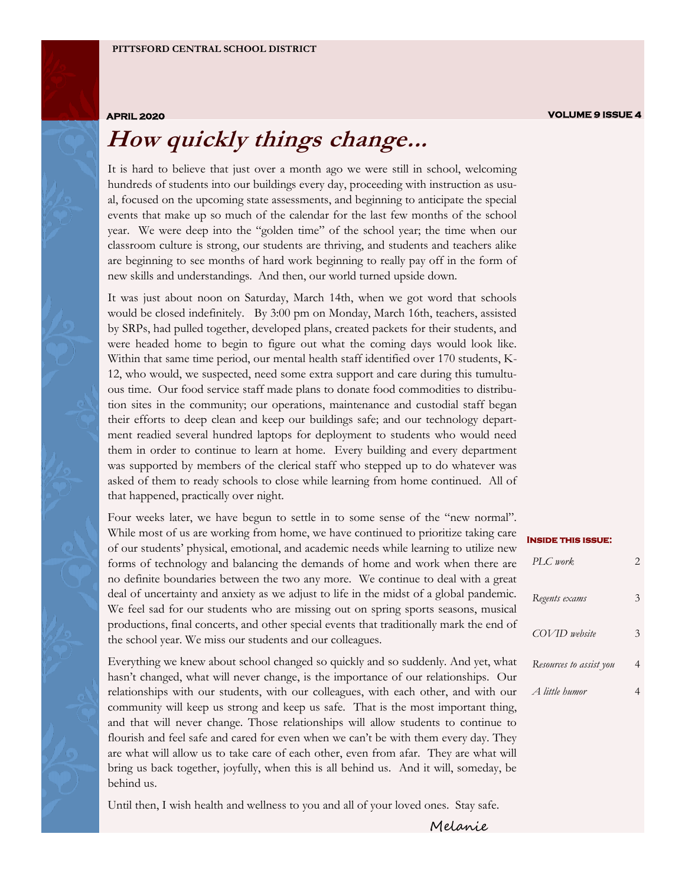PITTSFORD CENTRAL SCHOOL DISTRICT

APRIL 2020

VOLUME 9 ISSUE 4

# How quickly things change...

It is hard to believe that just over a month ago we were still in school, welcoming hundreds of students into our buildings every day, proceeding with instruction as usual, focused on the upcoming state assessments, and beginning to anticipate the special events that make up so much of the calendar for the last few months of the school year. We were deep into the "golden time" of the school year; the time when our classroom culture is strong, our students are thriving, and students and teachers alike are beginning to see months of hard work beginning to really pay off in the form of new skills and understandings. And then, our world turned upside down.

It was just about noon on Saturday, March 14th, when we got word that schools would be closed indefinitely. By 3:00 pm on Monday, March 16th, teachers, assisted by SRPs, had pulled together, developed plans, created packets for their students, and were headed home to begin to figure out what the coming days would look like. Within that same time period, our mental health staff identified over 170 students, K-12, who would, we suspected, need some extra support and care during this tumultuous time. Our food service staff made plans to donate food commodities to distribution sites in the community; our operations, maintenance and custodial staff began their efforts to deep clean and keep our buildings safe; and our technology department readied several hundred laptops for deployment to students who would need them in order to continue to learn at home. Every building and every department was supported by members of the clerical staff who stepped up to do whatever was asked of them to ready schools to close while learning from home continued. All of that happened, practically over night.

Four weeks later, we have begun to settle in to some sense of the "new normal". While most of us are working from home, we have continued to prioritize taking care of our students' physical, emotional, and academic needs while learning to utilize new forms of technology and balancing the demands of home and work when there are no definite boundaries between the two any more. We continue to deal with a great deal of uncertainty and anxiety as we adjust to life in the midst of a global pandemic. We feel sad for our students who are missing out on spring sports seasons, musical productions, final concerts, and other special events that traditionally mark the end of the school year. We miss our students and our colleagues.

Everything we knew about school changed so quickly and so suddenly. And yet, what hasn't changed, what will never change, is the importance of our relationships. Our relationships with our students, with our colleagues, with each other, and with our community will keep us strong and keep us safe. That is the most important thing, and that will never change. Those relationships will allow students to continue to flourish and feel safe and cared for even when we can't be with them every day. They are what will allow us to take care of each other, even from afar. They are what will bring us back together, joyfully, when this is all behind us. And it will, someday, be behind us.

Until then, I wish health and wellness to you and all of your loved ones. Stay safe.

Melanie

**Inside this issue:**

| | |
|---|---|
| *PLC work* | 2 |
| *Regents exams* | 3 |
| *COVID website* | 3 |
| *Resources to assist you* | 4 |
| *A little humor* | 4 |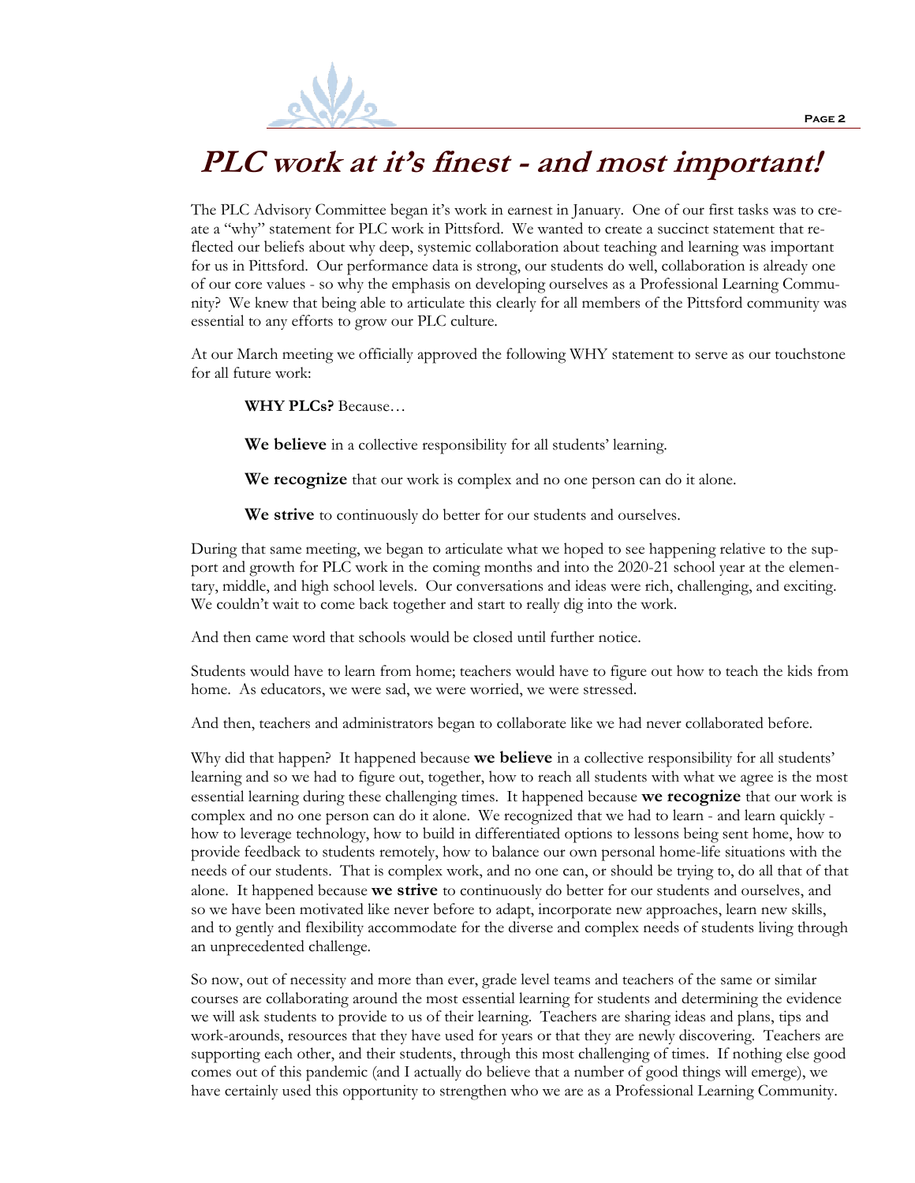# ***PLC work at it's finest - and most important!***

The PLC Advisory Committee began it's work in earnest in January. One of our first tasks was to create a "why" statement for PLC work in Pittsford. We wanted to create a succinct statement that reflected our beliefs about why deep, systemic collaboration about teaching and learning was important for us in Pittsford. Our performance data is strong, our students do well, collaboration is already one of our core values - so why the emphasis on developing ourselves as a Professional Learning Community? We knew that being able to articulate this clearly for all members of the Pittsford community was essential to any efforts to grow our PLC culture.

At our March meeting we officially approved the following WHY statement to serve as our touchstone for all future work:

> **WHY PLCs?** Because…
>
> **We believe** in a collective responsibility for all students' learning.
>
> **We recognize** that our work is complex and no one person can do it alone.
>
> **We strive** to continuously do better for our students and ourselves.

During that same meeting, we began to articulate what we hoped to see happening relative to the support and growth for PLC work in the coming months and into the 2020-21 school year at the elementary, middle, and high school levels. Our conversations and ideas were rich, challenging, and exciting. We couldn't wait to come back together and start to really dig into the work.

And then came word that schools would be closed until further notice.

Students would have to learn from home; teachers would have to figure out how to teach the kids from home. As educators, we were sad, we were worried, we were stressed.

And then, teachers and administrators began to collaborate like we had never collaborated before.

Why did that happen? It happened because **we believe** in a collective responsibility for all students' learning and so we had to figure out, together, how to reach all students with what we agree is the most essential learning during these challenging times. It happened because **we recognize** that our work is complex and no one person can do it alone. We recognized that we had to learn - and learn quickly - how to leverage technology, how to build in differentiated options to lessons being sent home, how to provide feedback to students remotely, how to balance our own personal home-life situations with the needs of our students. That is complex work, and no one can, or should be trying to, do all that of that alone. It happened because **we strive** to continuously do better for our students and ourselves, and so we have been motivated like never before to adapt, incorporate new approaches, learn new skills, and to gently and flexibility accommodate for the diverse and complex needs of students living through an unprecedented challenge.

So now, out of necessity and more than ever, grade level teams and teachers of the same or similar courses are collaborating around the most essential learning for students and determining the evidence we will ask students to provide to us of their learning. Teachers are sharing ideas and plans, tips and work-arounds, resources that they have used for years or that they are newly discovering. Teachers are supporting each other, and their students, through this most challenging of times. If nothing else good comes out of this pandemic (and I actually do believe that a number of good things will emerge), we have certainly used this opportunity to strengthen who we are as a Professional Learning Community.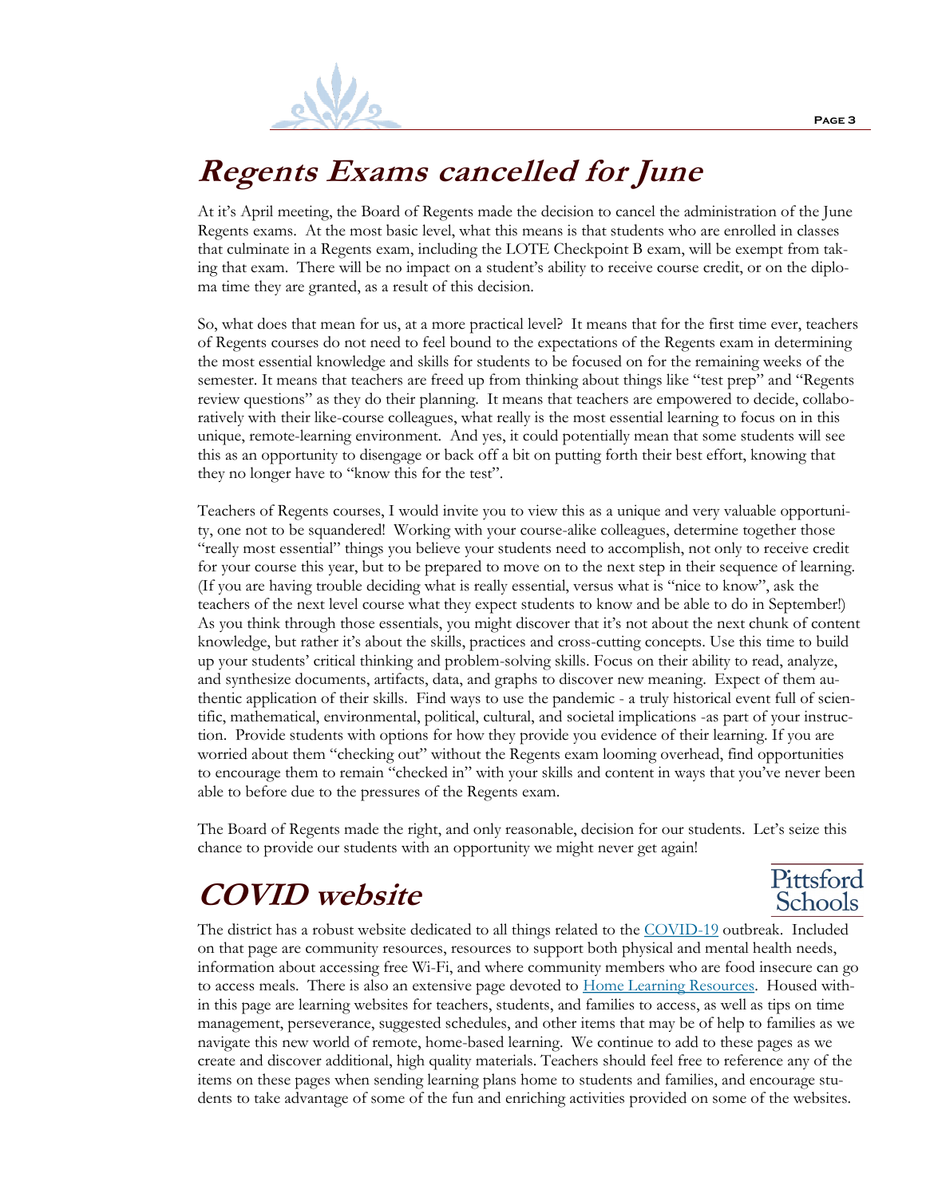# Regents Exams cancelled for June

At it's April meeting, the Board of Regents made the decision to cancel the administration of the June Regents exams. At the most basic level, what this means is that students who are enrolled in classes that culminate in a Regents exam, including the LOTE Checkpoint B exam, will be exempt from taking that exam. There will be no impact on a student's ability to receive course credit, or on the diploma time they are granted, as a result of this decision.

So, what does that mean for us, at a more practical level? It means that for the first time ever, teachers of Regents courses do not need to feel bound to the expectations of the Regents exam in determining the most essential knowledge and skills for students to be focused on for the remaining weeks of the semester. It means that teachers are freed up from thinking about things like "test prep" and "Regents review questions" as they do their planning. It means that teachers are empowered to decide, collaboratively with their like-course colleagues, what really is the most essential learning to focus on in this unique, remote-learning environment. And yes, it could potentially mean that some students will see this as an opportunity to disengage or back off a bit on putting forth their best effort, knowing that they no longer have to "know this for the test".

Teachers of Regents courses, I would invite you to view this as a unique and very valuable opportunity, one not to be squandered! Working with your course-alike colleagues, determine together those "really most essential" things you believe your students need to accomplish, not only to receive credit for your course this year, but to be prepared to move on to the next step in their sequence of learning. (If you are having trouble deciding what is really essential, versus what is "nice to know", ask the teachers of the next level course what they expect students to know and be able to do in September!) As you think through those essentials, you might discover that it's not about the next chunk of content knowledge, but rather it's about the skills, practices and cross-cutting concepts. Use this time to build up your students' critical thinking and problem-solving skills. Focus on their ability to read, analyze, and synthesize documents, artifacts, data, and graphs to discover new meaning. Expect of them authentic application of their skills. Find ways to use the pandemic - a truly historical event full of scientific, mathematical, environmental, political, cultural, and societal implications -as part of your instruction. Provide students with options for how they provide you evidence of their learning. If you are worried about them "checking out" without the Regents exam looming overhead, find opportunities to encourage them to remain "checked in" with your skills and content in ways that you've never been able to before due to the pressures of the Regents exam.

The Board of Regents made the right, and only reasonable, decision for our students. Let's seize this chance to provide our students with an opportunity we might never get again!

# COVID website

Pittsford Schools

The district has a robust website dedicated to all things related to the COVID-19 outbreak. Included on that page are community resources, resources to support both physical and mental health needs, information about accessing free Wi-Fi, and where community members who are food insecure can go to access meals. There is also an extensive page devoted to Home Learning Resources. Housed within this page are learning websites for teachers, students, and families to access, as well as tips on time management, perseverance, suggested schedules, and other items that may be of help to families as we navigate this new world of remote, home-based learning. We continue to add to these pages as we create and discover additional, high quality materials. Teachers should feel free to reference any of the items on these pages when sending learning plans home to students and families, and encourage students to take advantage of some of the fun and enriching activities provided on some of the websites.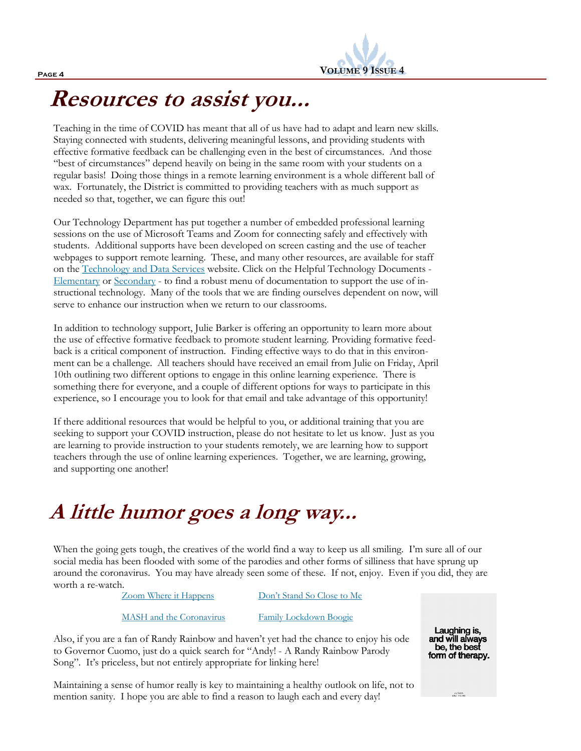# Resources to assist you...

Teaching in the time of COVID has meant that all of us have had to adapt and learn new skills. Staying connected with students, delivering meaningful lessons, and providing students with effective formative feedback can be challenging even in the best of circumstances. And those "best of circumstances" depend heavily on being in the same room with your students on a regular basis! Doing those things in a remote learning environment is a whole different ball of wax. Fortunately, the District is committed to providing teachers with as much support as needed so that, together, we can figure this out!

Our Technology Department has put together a number of embedded professional learning sessions on the use of Microsoft Teams and Zoom for connecting safely and effectively with students. Additional supports have been developed on screen casting and the use of teacher webpages to support remote learning. These, and many other resources, are available for staff on the Technology and Data Services website. Click on the Helpful Technology Documents - Elementary or Secondary - to find a robust menu of documentation to support the use of instructional technology. Many of the tools that we are finding ourselves dependent on now, will serve to enhance our instruction when we return to our classrooms.

In addition to technology support, Julie Barker is offering an opportunity to learn more about the use of effective formative feedback to promote student learning. Providing formative feedback is a critical component of instruction. Finding effective ways to do that in this environment can be a challenge. All teachers should have received an email from Julie on Friday, April 10th outlining two different options to engage in this online learning experience. There is something there for everyone, and a couple of different options for ways to participate in this experience, so I encourage you to look for that email and take advantage of this opportunity!

If there additional resources that would be helpful to you, or additional training that you are seeking to support your COVID instruction, please do not hesitate to let us know. Just as you are learning to provide instruction to your students remotely, we are learning how to support teachers through the use of online learning experiences. Together, we are learning, growing, and supporting one another!

# A little humor goes a long way...

When the going gets tough, the creatives of the world find a way to keep us all smiling. I'm sure all of our social media has been flooded with some of the parodies and other forms of silliness that have sprung up around the coronavirus. You may have already seen some of these. If not, enjoy. Even if you did, they are worth a re-watch.

Zoom Where it Happens — Don't Stand So Close to Me

MASH and the Coronavirus — Family Lockdown Boogie

Also, if you are a fan of Randy Rainbow and haven't yet had the chance to enjoy his ode to Governor Cuomo, just do a quick search for "Andy! - A Randy Rainbow Parody Song". It's priceless, but not entirely appropriate for linking here!

Maintaining a sense of humor really is key to maintaining a healthy outlook on life, not to mention sanity. I hope you are able to find a reason to laugh each and every day!

Laughing is, and will always be, the best form of therapy.